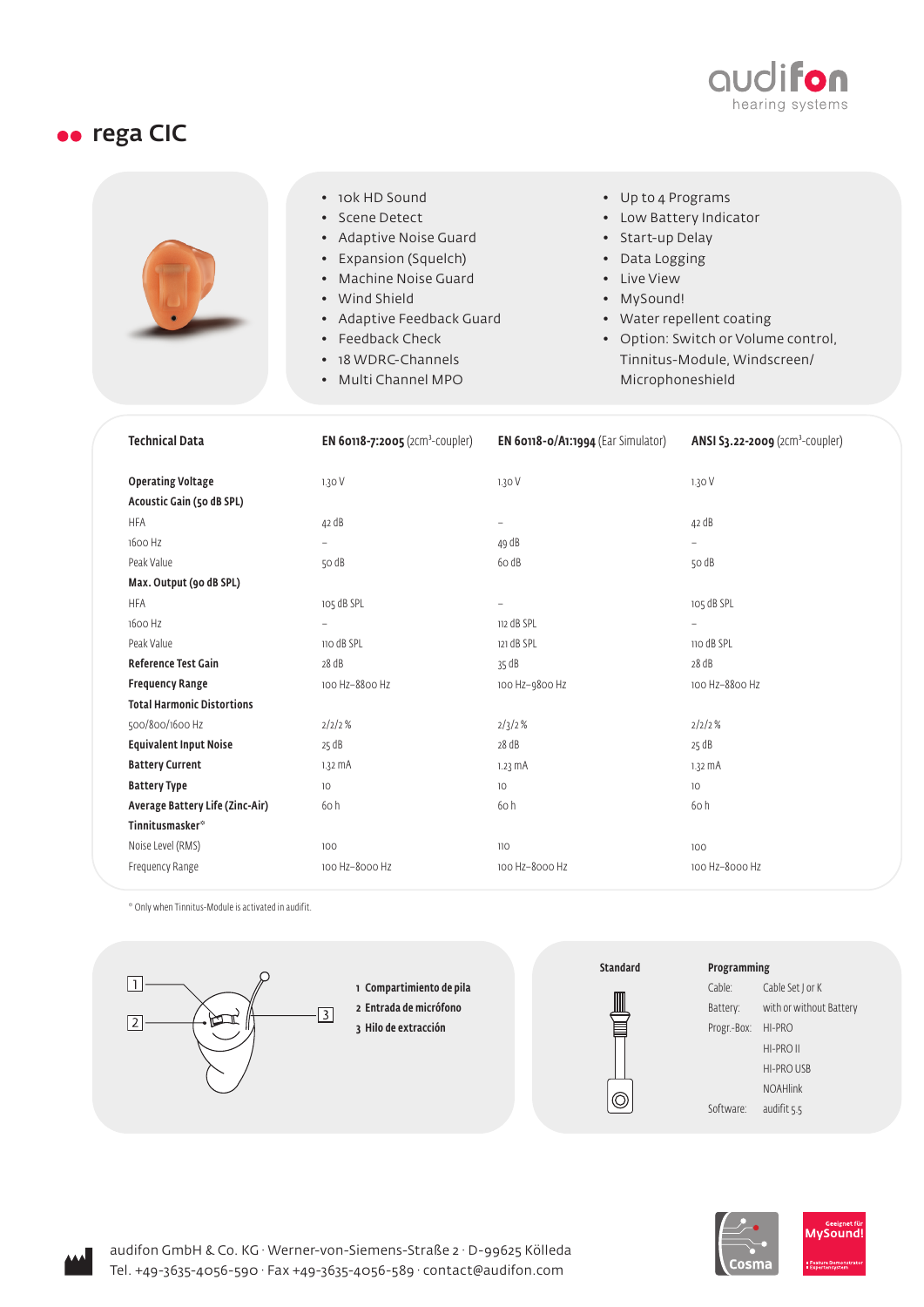# rega CIC

- 10k HD Sound
- Scene Detect
- Adaptive Noise Guard
- Expansion (Squelch)
- Machine Noise Guard
- Wind Shield
- Adaptive Feedback Guard
- Feedback Check
- 18 WDRC-Channels
- Multi Channel MPO
- Up to 4 Programs
- Low Battery Indicator
- Start-up Delay
- Data Logging
- Live View
- MySound!
- Water repellent coating
- Option: Switch or Volume control, Tinnitus-Module, Windscreen/ Microphoneshield

| **Technical Data** | **EN 60118-7:2005** (2cm³-coupler) | **EN 60118-0/A1:1994** (Ear Simulator) | **ANSI S3.22-2009** (2cm³-coupler) |
|---|---|---|---|
| **Operating Voltage** | 1.30 V | 1.30 V | 1.30 V |
| **Acoustic Gain (50 dB SPL)** | | | |
| HFA | 42 dB | – | 42 dB |
| 1600 Hz | – | 49 dB | – |
| Peak Value | 50 dB | 60 dB | 50 dB |
| **Max. Output (90 dB SPL)** | | | |
| HFA | 105 dB SPL | – | 105 dB SPL |
| 1600 Hz | – | 112 dB SPL | – |
| Peak Value | 110 dB SPL | 121 dB SPL | 110 dB SPL |
| **Reference Test Gain** | 28 dB | 35 dB | 28 dB |
| **Frequency Range** | 100 Hz–8800 Hz | 100 Hz–9800 Hz | 100 Hz–8800 Hz |
| **Total Harmonic Distortions** | | | |
| 500/800/1600 Hz | 2/2/2 % | 2/3/2 % | 2/2/2 % |
| **Equivalent Input Noise** | 25 dB | 28 dB | 25 dB |
| **Battery Current** | 1.32 mA | 1.23 mA | 1.32 mA |
| **Battery Type** | 10 | 10 | 10 |
| **Average Battery Life (Zinc-Air)** | 60 h | 60 h | 60 h |
| **Tinnitusmasker*** | | | |
| Noise Level (RMS) | 100 | 110 | 100 |
| Frequency Range | 100 Hz–8000 Hz | 100 Hz–8000 Hz | 100 Hz–8000 Hz |

* Only when Tinnitus-Module is activated in audifit.

1 **Compartimiento de pila**
2 **Entrada de micrófono**
3 **Hilo de extracción**

**Standard**

**Programming**

| | |
|---|---|
| Cable: | Cable Set J or K |
| Battery: | with or without Battery |
| Progr.-Box: | HI-PRO |
| | HI-PRO II |
| | HI-PRO USB |
| | NOAHlink |
| Software: | audifit 5.5 |

audifon GmbH & Co. KG · Werner-von-Siemens-Straße 2 · D-99625 Kölleda
Tel. +49-3635-4056-590 · Fax +49-3635-4056-589 · contact@audifon.com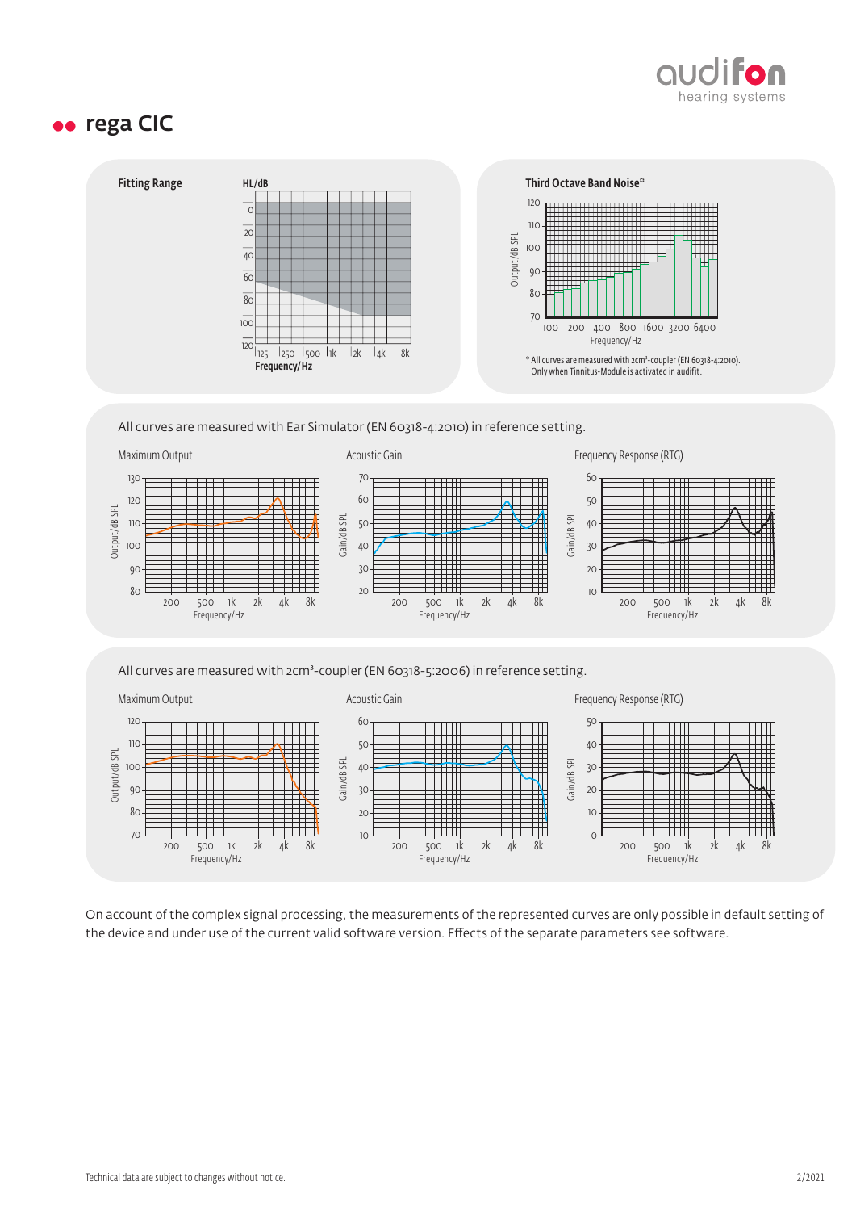# rega CIC

## Fitting Range

HL/dB

0
20
40
60
80
100
120

125 250 500 1k 2k 4k 8k

Frequency/Hz

## Third Octave Band Noise*

120
110
100
90
80
70

Output/dB SPL

100 200 400 800 1600 3200 6400

Frequency/Hz

* All curves are measured with 2cm³-coupler (EN 60318-4:2010). Only when Tinnitus-Module is activated in audifit.

All curves are measured with Ear Simulator (EN 60318-4:2010) in reference setting.

Maximum Output

Output/dB SPL

130
120
110
100
90
80

200 500 1k 2k 4k 8k

Frequency/Hz

Acoustic Gain

Gain/dB SPL

70
60
50
40
30
20

200 500 1k 2k 4k 8k

Frequency/Hz

Frequency Response (RTG)

Gain/dB SPL

60
50
40
30
20
10

200 500 1k 2k 4k 8k

Frequency/Hz

All curves are measured with 2cm³-coupler (EN 60318-5:2006) in reference setting.

Maximum Output

Output/dB SPL

120
110
100
90
80
70

200 500 1k 2k 4k 8k

Frequency/Hz

Acoustic Gain

Gain/dB SPL

60
50
40
30
20
10

200 500 1k 2k 4k 8k

Frequency/Hz

Frequency Response (RTG)

Gain/dB SPL

50
40
30
20
10
0

200 500 1k 2k 4k 8k

Frequency/Hz

On account of the complex signal processing, the measurements of the represented curves are only possible in default setting of the device and under use of the current valid software version. Effects of the separate parameters see software.

Technical data are subject to changes without notice.

2/2021